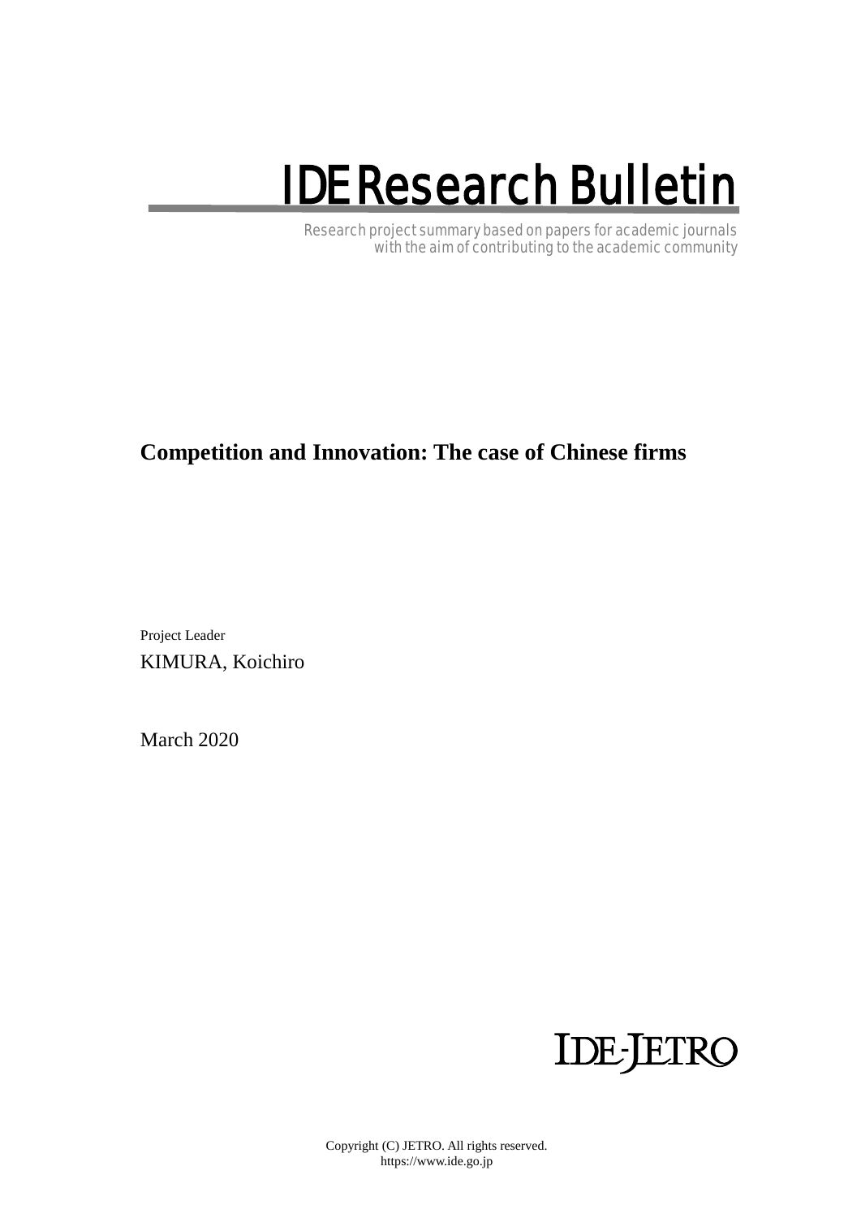# IDE Research Bulletin

Research project summary based on papers for academic journals
with the aim of contributing to the academic community

## Competition and Innovation: The case of Chinese firms

Project Leader

KIMURA, Koichiro

March 2020

IDE-JETRO

Copyright (C) JETRO. All rights reserved.
https://www.ide.go.jp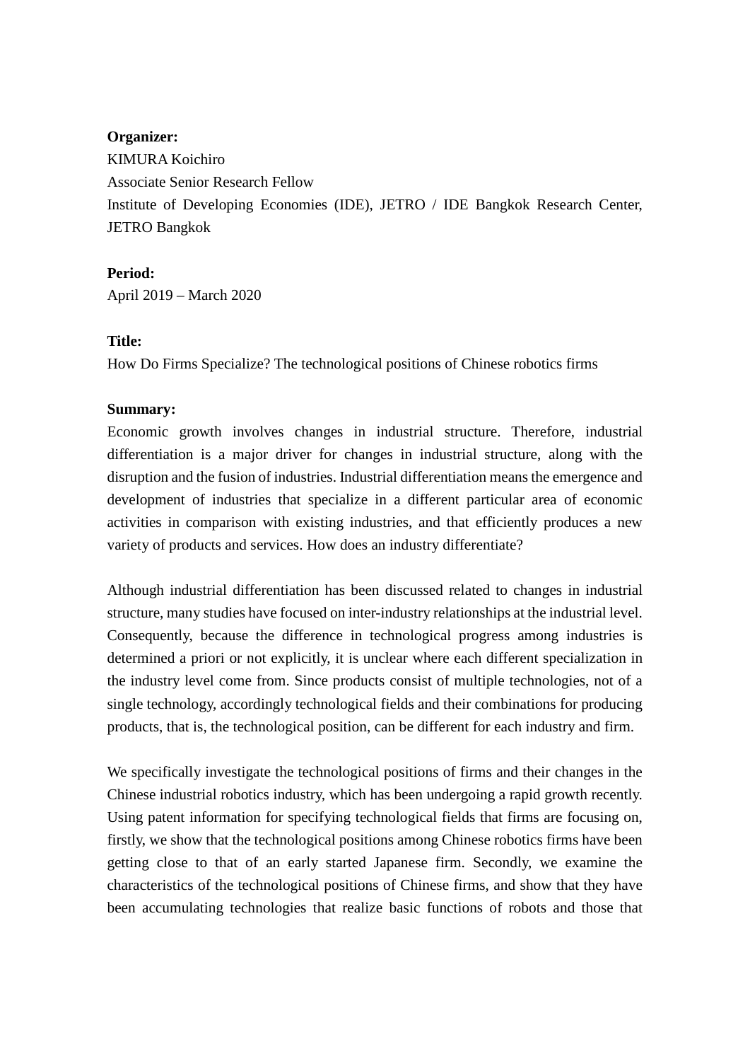**Organizer:**
KIMURA Koichiro
Associate Senior Research Fellow
Institute of Developing Economies (IDE), JETRO / IDE Bangkok Research Center, JETRO Bangkok

**Period:**
April 2019 – March 2020

**Title:**
How Do Firms Specialize? The technological positions of Chinese robotics firms

**Summary:**
Economic growth involves changes in industrial structure. Therefore, industrial differentiation is a major driver for changes in industrial structure, along with the disruption and the fusion of industries. Industrial differentiation means the emergence and development of industries that specialize in a different particular area of economic activities in comparison with existing industries, and that efficiently produces a new variety of products and services. How does an industry differentiate?

Although industrial differentiation has been discussed related to changes in industrial structure, many studies have focused on inter-industry relationships at the industrial level. Consequently, because the difference in technological progress among industries is determined a priori or not explicitly, it is unclear where each different specialization in the industry level come from. Since products consist of multiple technologies, not of a single technology, accordingly technological fields and their combinations for producing products, that is, the technological position, can be different for each industry and firm.

We specifically investigate the technological positions of firms and their changes in the Chinese industrial robotics industry, which has been undergoing a rapid growth recently. Using patent information for specifying technological fields that firms are focusing on, firstly, we show that the technological positions among Chinese robotics firms have been getting close to that of an early started Japanese firm. Secondly, we examine the characteristics of the technological positions of Chinese firms, and show that they have been accumulating technologies that realize basic functions of robots and those that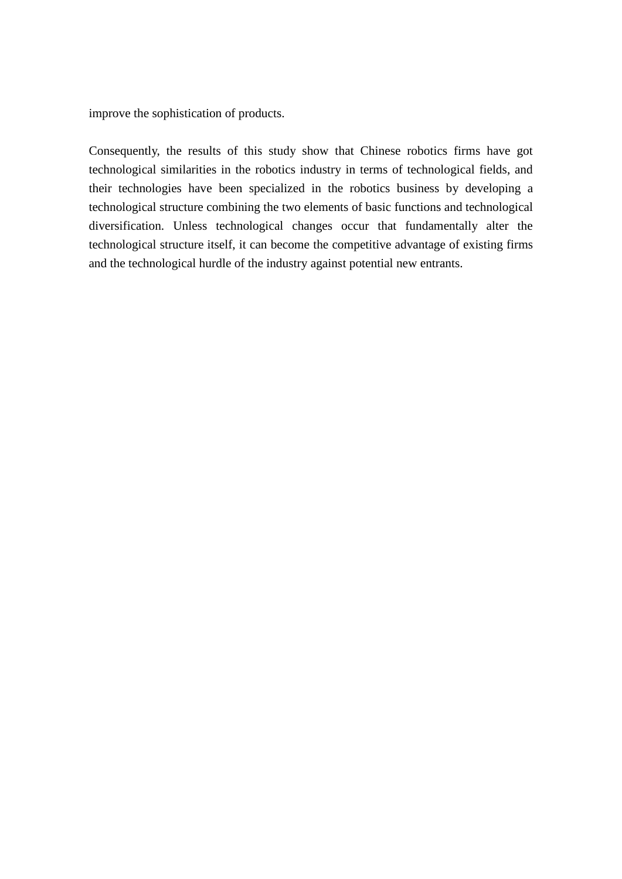improve the sophistication of products.

Consequently, the results of this study show that Chinese robotics firms have got technological similarities in the robotics industry in terms of technological fields, and their technologies have been specialized in the robotics business by developing a technological structure combining the two elements of basic functions and technological diversification. Unless technological changes occur that fundamentally alter the technological structure itself, it can become the competitive advantage of existing firms and the technological hurdle of the industry against potential new entrants.